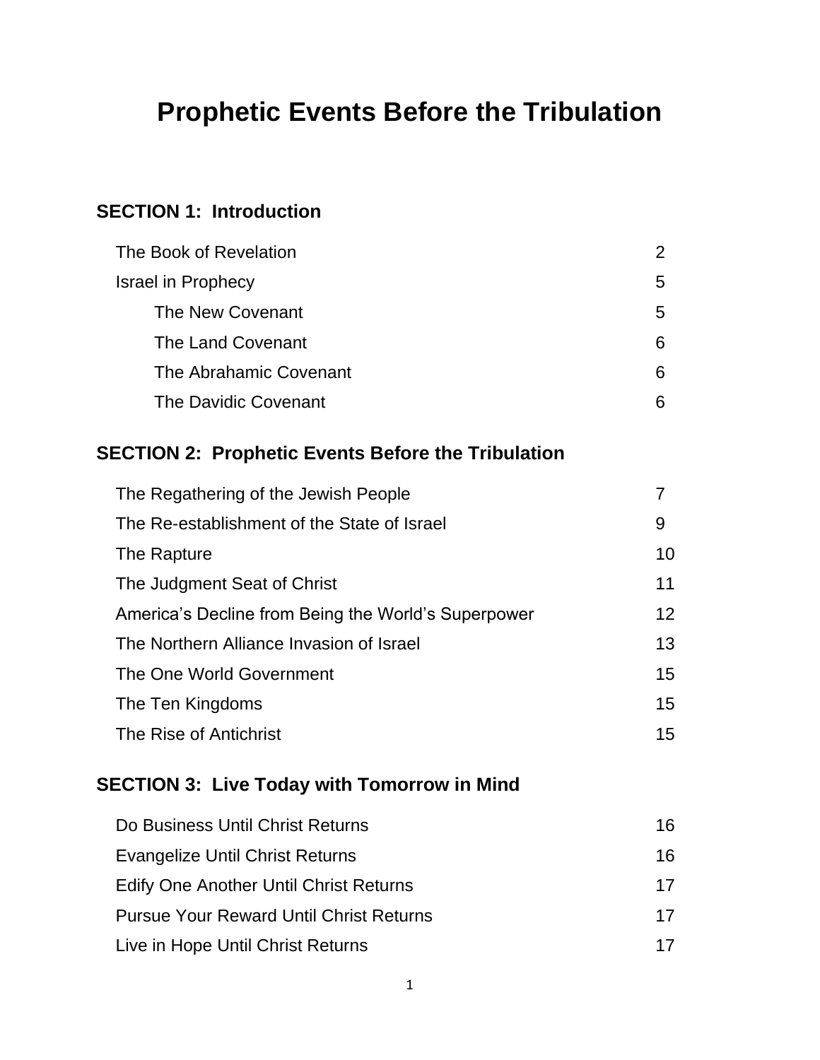# Prophetic Events Before the Tribulation

## SECTION 1: Introduction

| | |
|---|---|
| The Book of Revelation | 2 |
| Israel in Prophecy | 5 |
| &nbsp;&nbsp;&nbsp;&nbsp;The New Covenant | 5 |
| &nbsp;&nbsp;&nbsp;&nbsp;The Land Covenant | 6 |
| &nbsp;&nbsp;&nbsp;&nbsp;The Abrahamic Covenant | 6 |
| &nbsp;&nbsp;&nbsp;&nbsp;The Davidic Covenant | 6 |

## SECTION 2: Prophetic Events Before the Tribulation

| | |
|---|---|
| The Regathering of the Jewish People | 7 |
| The Re-establishment of the State of Israel | 9 |
| The Rapture | 10 |
| The Judgment Seat of Christ | 11 |
| America's Decline from Being the World's Superpower | 12 |
| The Northern Alliance Invasion of Israel | 13 |
| The One World Government | 15 |
| The Ten Kingdoms | 15 |
| The Rise of Antichrist | 15 |

## SECTION 3: Live Today with Tomorrow in Mind

| | |
|---|---|
| Do Business Until Christ Returns | 16 |
| Evangelize Until Christ Returns | 16 |
| Edify One Another Until Christ Returns | 17 |
| Pursue Your Reward Until Christ Returns | 17 |
| Live in Hope Until Christ Returns | 17 |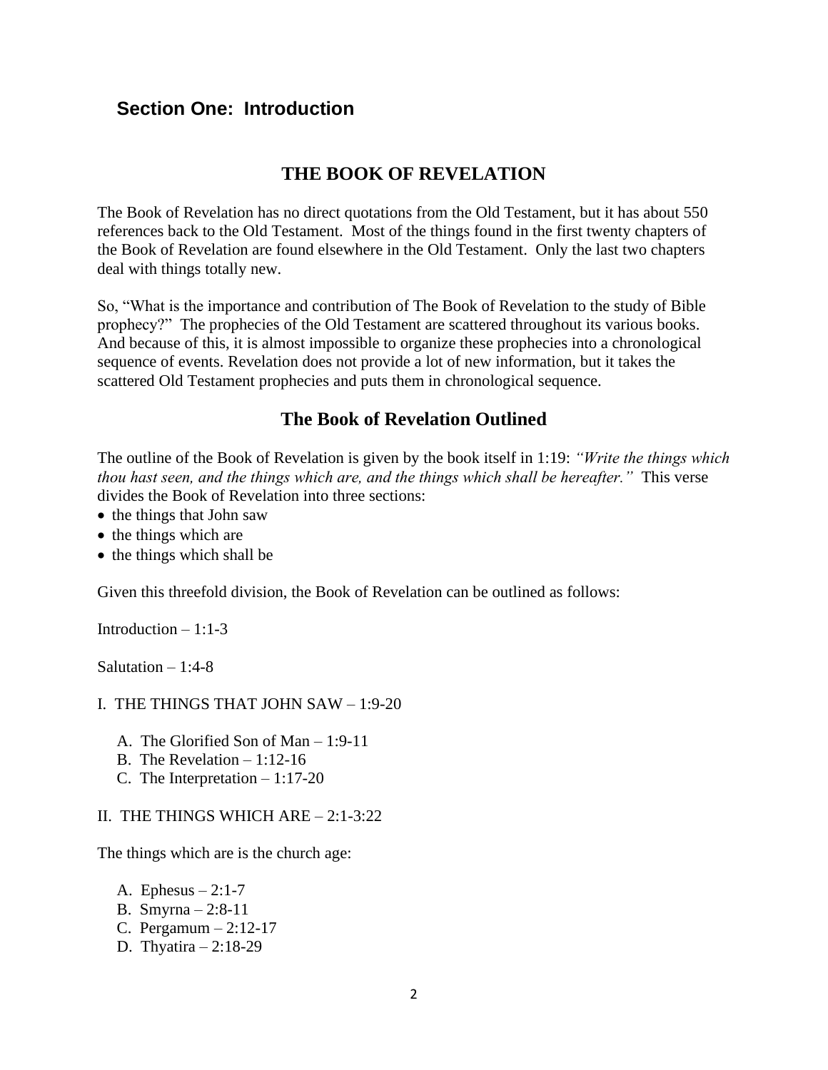## Section One: Introduction

# THE BOOK OF REVELATION

The Book of Revelation has no direct quotations from the Old Testament, but it has about 550 references back to the Old Testament. Most of the things found in the first twenty chapters of the Book of Revelation are found elsewhere in the Old Testament. Only the last two chapters deal with things totally new.

So, "What is the importance and contribution of The Book of Revelation to the study of Bible prophecy?" The prophecies of the Old Testament are scattered throughout its various books. And because of this, it is almost impossible to organize these prophecies into a chronological sequence of events. Revelation does not provide a lot of new information, but it takes the scattered Old Testament prophecies and puts them in chronological sequence.

## The Book of Revelation Outlined

The outline of the Book of Revelation is given by the book itself in 1:19: *"Write the things which thou hast seen, and the things which are, and the things which shall be hereafter."* This verse divides the Book of Revelation into three sections:

- the things that John saw
- the things which are
- the things which shall be

Given this threefold division, the Book of Revelation can be outlined as follows:

Introduction – 1:1-3

Salutation – 1:4-8

I. THE THINGS THAT JOHN SAW – 1:9-20

A. The Glorified Son of Man – 1:9-11
B. The Revelation – 1:12-16
C. The Interpretation – 1:17-20

II. THE THINGS WHICH ARE – 2:1-3:22

The things which are is the church age:

A. Ephesus – 2:1-7
B. Smyrna – 2:8-11
C. Pergamum – 2:12-17
D. Thyatira – 2:18-29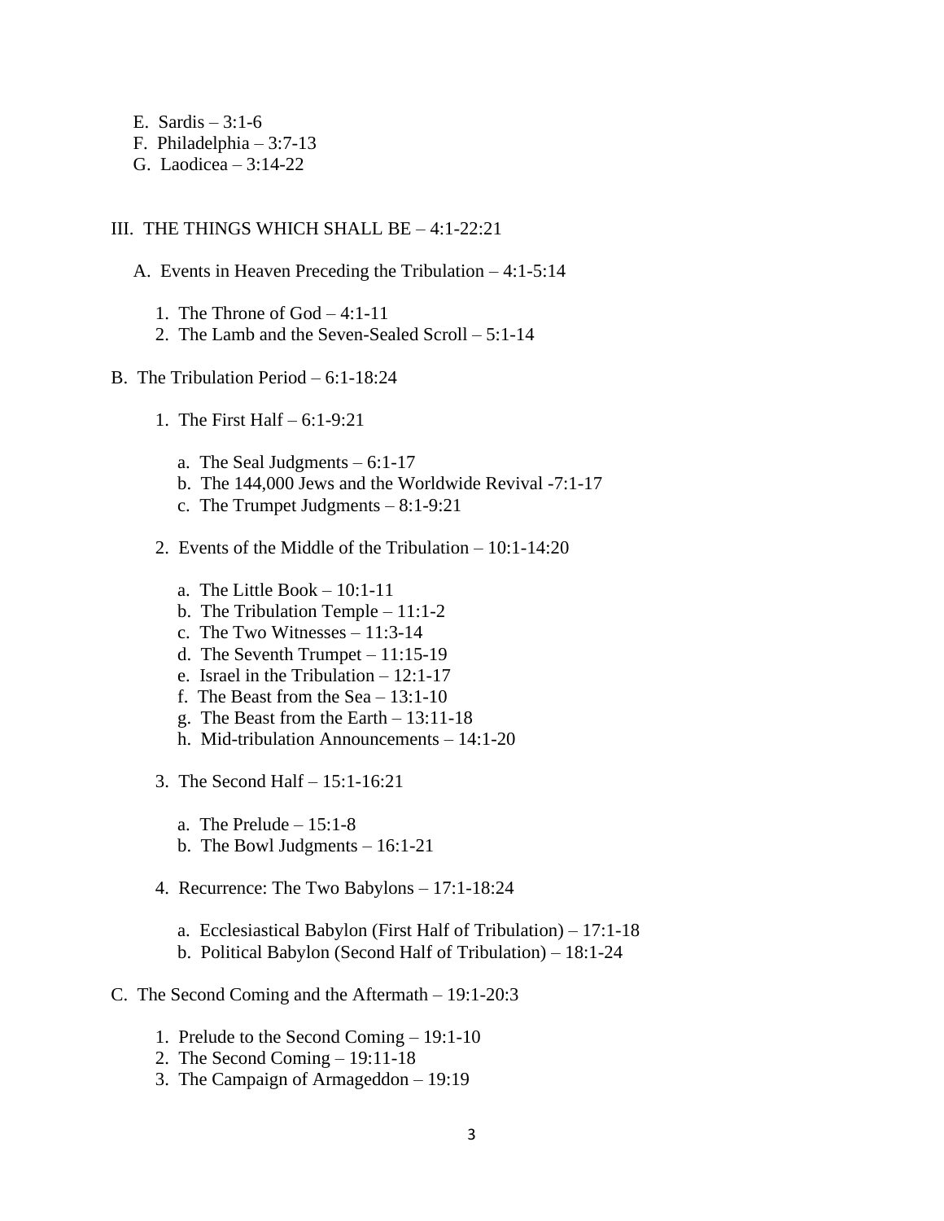E. Sardis – 3:1-6
F. Philadelphia – 3:7-13
G. Laodicea – 3:14-22

III. THE THINGS WHICH SHALL BE – 4:1-22:21

A. Events in Heaven Preceding the Tribulation – 4:1-5:14

1. The Throne of God – 4:1-11
2. The Lamb and the Seven-Sealed Scroll – 5:1-14

B. The Tribulation Period – 6:1-18:24

1. The First Half – 6:1-9:21

a. The Seal Judgments – 6:1-17
b. The 144,000 Jews and the Worldwide Revival -7:1-17
c. The Trumpet Judgments – 8:1-9:21

2. Events of the Middle of the Tribulation – 10:1-14:20

a. The Little Book – 10:1-11
b. The Tribulation Temple – 11:1-2
c. The Two Witnesses – 11:3-14
d. The Seventh Trumpet – 11:15-19
e. Israel in the Tribulation – 12:1-17
f. The Beast from the Sea – 13:1-10
g. The Beast from the Earth – 13:11-18
h. Mid-tribulation Announcements – 14:1-20

3. The Second Half – 15:1-16:21

a. The Prelude – 15:1-8
b. The Bowl Judgments – 16:1-21

4. Recurrence: The Two Babylons – 17:1-18:24

a. Ecclesiastical Babylon (First Half of Tribulation) – 17:1-18
b. Political Babylon (Second Half of Tribulation) – 18:1-24

C. The Second Coming and the Aftermath – 19:1-20:3

1. Prelude to the Second Coming – 19:1-10
2. The Second Coming – 19:11-18
3. The Campaign of Armageddon – 19:19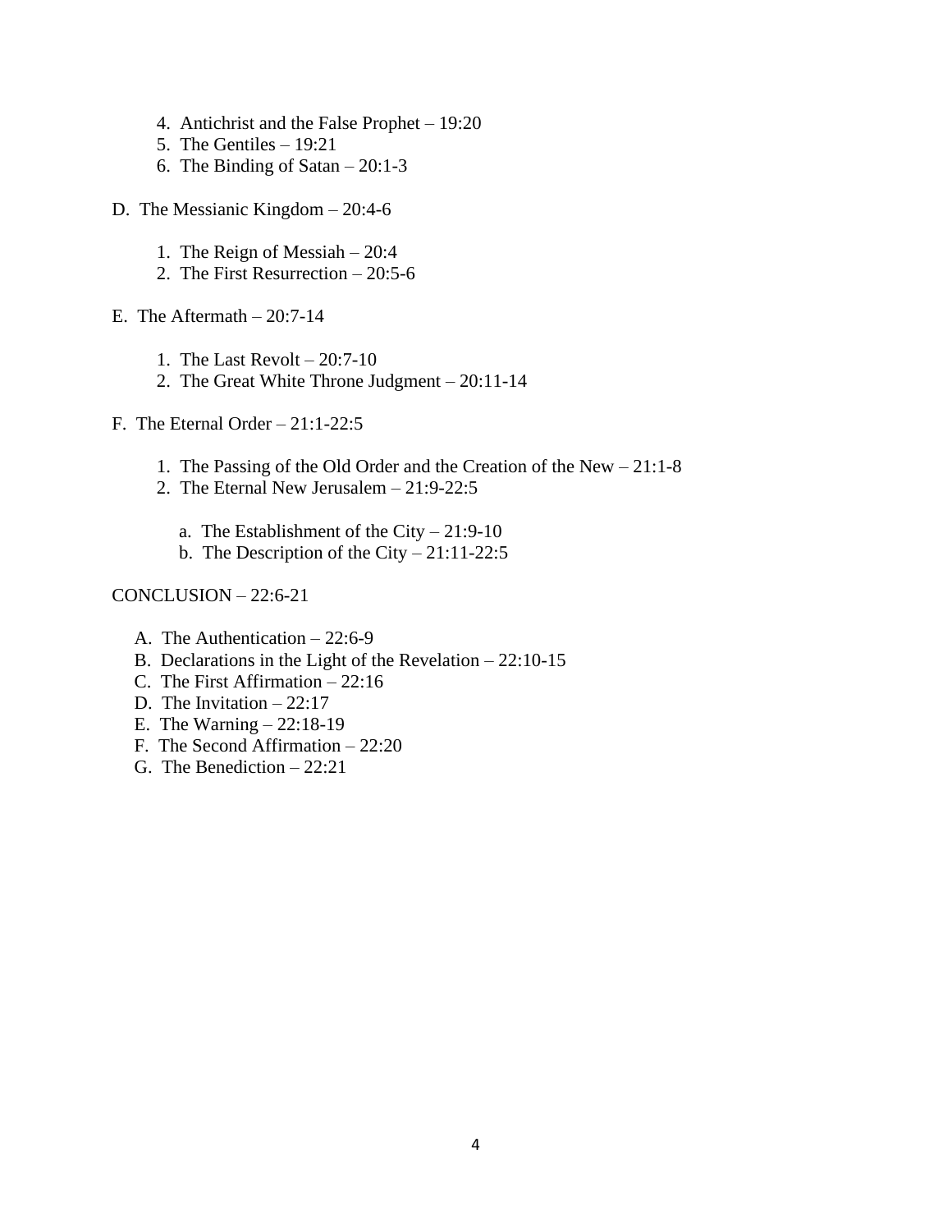4. Antichrist and the False Prophet – 19:20
5. The Gentiles – 19:21
6. The Binding of Satan – 20:1-3

D. The Messianic Kingdom – 20:4-6

1. The Reign of Messiah – 20:4
2. The First Resurrection – 20:5-6

E. The Aftermath – 20:7-14

1. The Last Revolt – 20:7-10
2. The Great White Throne Judgment – 20:11-14

F. The Eternal Order – 21:1-22:5

1. The Passing of the Old Order and the Creation of the New – 21:1-8
2. The Eternal New Jerusalem – 21:9-22:5

a. The Establishment of the City – 21:9-10
b. The Description of the City – 21:11-22:5

CONCLUSION – 22:6-21

A. The Authentication – 22:6-9
B. Declarations in the Light of the Revelation – 22:10-15
C. The First Affirmation – 22:16
D. The Invitation – 22:17
E. The Warning – 22:18-19
F. The Second Affirmation – 22:20
G. The Benediction – 22:21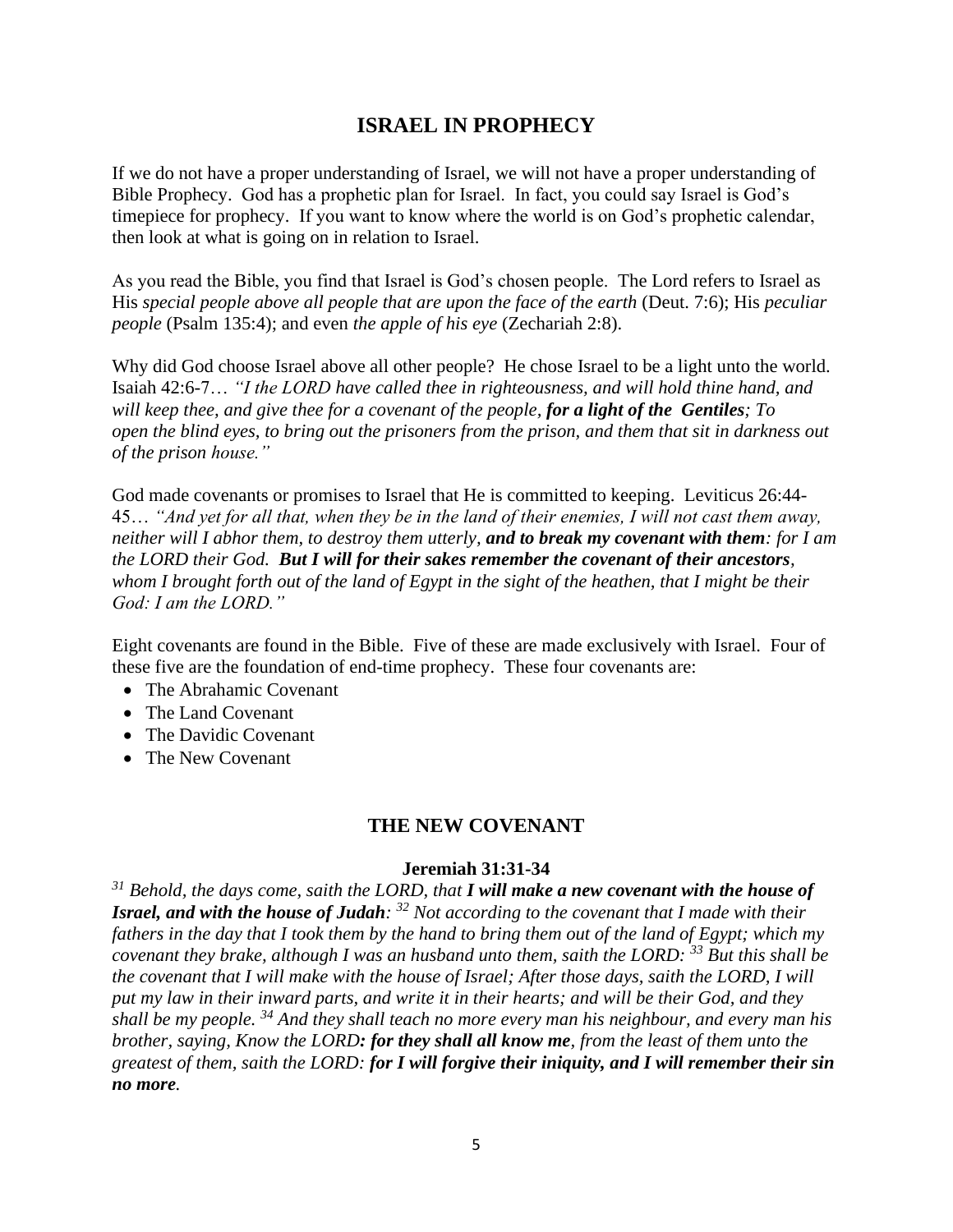## ISRAEL IN PROPHECY

If we do not have a proper understanding of Israel, we will not have a proper understanding of Bible Prophecy. God has a prophetic plan for Israel. In fact, you could say Israel is God's timepiece for prophecy. If you want to know where the world is on God's prophetic calendar, then look at what is going on in relation to Israel.

As you read the Bible, you find that Israel is God's chosen people. The Lord refers to Israel as His *special people above all people that are upon the face of the earth* (Deut. 7:6); His *peculiar people* (Psalm 135:4); and even *the apple of his eye* (Zechariah 2:8).

Why did God choose Israel above all other people? He chose Israel to be a light unto the world. Isaiah 42:6-7… *"I the LORD have called thee in righteousness, and will hold thine hand, and will keep thee, and give thee for a covenant of the people, **for a light of the Gentiles**; To open the blind eyes, to bring out the prisoners from the prison, and them that sit in darkness out of the prison house."*

God made covenants or promises to Israel that He is committed to keeping. Leviticus 26:44-45… *"And yet for all that, when they be in the land of their enemies, I will not cast them away, neither will I abhor them, to destroy them utterly, **and to break my covenant with them**: for I am the LORD their God. **But I will for their sakes remember the covenant of their ancestors**, whom I brought forth out of the land of Egypt in the sight of the heathen, that I might be their God: I am the LORD."*

Eight covenants are found in the Bible. Five of these are made exclusively with Israel. Four of these five are the foundation of end-time prophecy. These four covenants are:

- The Abrahamic Covenant
- The Land Covenant
- The Davidic Covenant
- The New Covenant

## THE NEW COVENANT

### Jeremiah 31:31-34

*[31] Behold, the days come, saith the LORD, that **I will make a new covenant with the house of Israel, and with the house of Judah**: [32] Not according to the covenant that I made with their fathers in the day that I took them by the hand to bring them out of the land of Egypt; which my covenant they brake, although I was an husband unto them, saith the LORD: [33] But this shall be the covenant that I will make with the house of Israel; After those days, saith the LORD, I will put my law in their inward parts, and write it in their hearts; and will be their God, and they shall be my people. [34] And they shall teach no more every man his neighbour, and every man his brother, saying, Know the LORD**: for they shall all know me**, from the least of them unto the greatest of them, saith the LORD: **for I will forgive their iniquity, and I will remember their sin no more**.*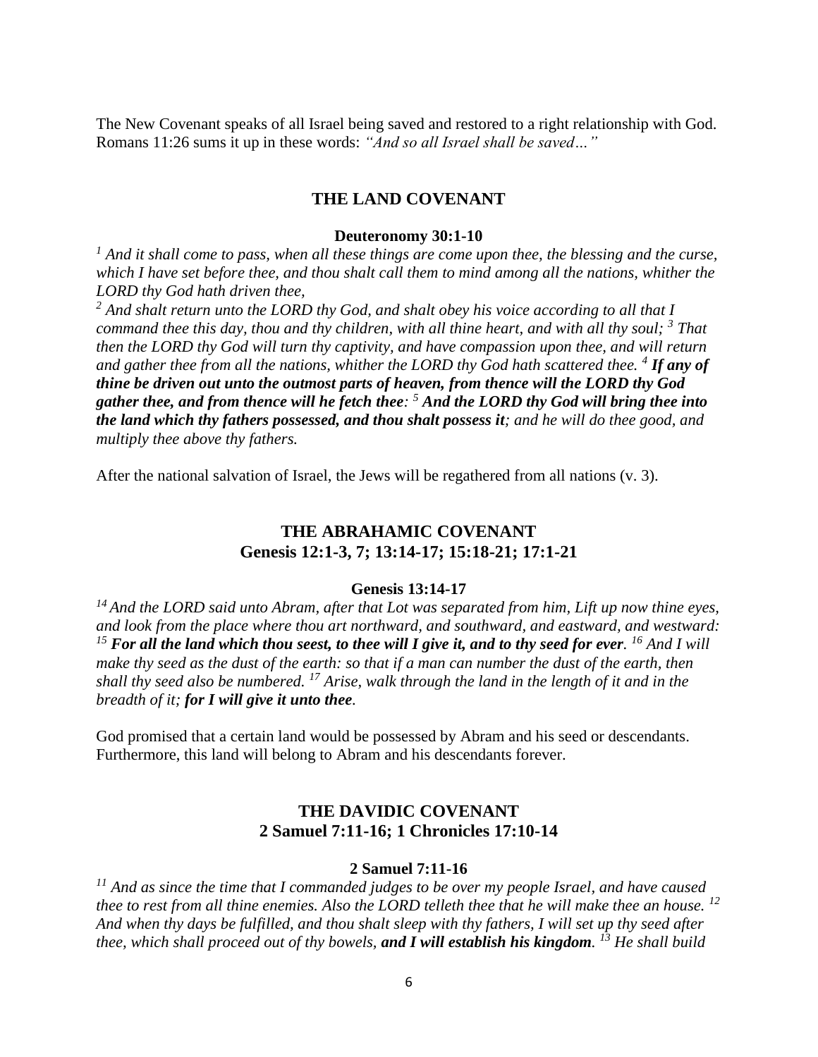The New Covenant speaks of all Israel being saved and restored to a right relationship with God. Romans 11:26 sums it up in these words: *"And so all Israel shall be saved…"*

## THE LAND COVENANT

**Deuteronomy 30:1-10**

*[1] And it shall come to pass, when all these things are come upon thee, the blessing and the curse, which I have set before thee, and thou shalt call them to mind among all the nations, whither the LORD thy God hath driven thee,*
*[2] And shalt return unto the LORD thy God, and shalt obey his voice according to all that I command thee this day, thou and thy children, with all thine heart, and with all thy soul; [3] That then the LORD thy God will turn thy captivity, and have compassion upon thee, and will return and gather thee from all the nations, whither the LORD thy God hath scattered thee. [4]* ***If any of thine be driven out unto the outmost parts of heaven, from thence will the LORD thy God gather thee, and from thence will he fetch thee****: [5]* ***And the LORD thy God will bring thee into the land which thy fathers possessed, and thou shalt possess it****; and he will do thee good, and multiply thee above thy fathers.*

After the national salvation of Israel, the Jews will be regathered from all nations (v. 3).

## THE ABRAHAMIC COVENANT
## Genesis 12:1-3, 7; 13:14-17; 15:18-21; 17:1-21

**Genesis 13:14-17**

*[14] And the LORD said unto Abram, after that Lot was separated from him, Lift up now thine eyes, and look from the place where thou art northward, and southward, and eastward, and westward: [15]* ***For all the land which thou seest, to thee will I give it, and to thy seed for ever****. [16] And I will make thy seed as the dust of the earth: so that if a man can number the dust of the earth, then shall thy seed also be numbered. [17] Arise, walk through the land in the length of it and in the breadth of it;* ***for I will give it unto thee****.*

God promised that a certain land would be possessed by Abram and his seed or descendants. Furthermore, this land will belong to Abram and his descendants forever.

## THE DAVIDIC COVENANT
## 2 Samuel 7:11-16; 1 Chronicles 17:10-14

**2 Samuel 7:11-16**

*[11] And as since the time that I commanded judges to be over my people Israel, and have caused thee to rest from all thine enemies. Also the LORD telleth thee that he will make thee an house. [12] And when thy days be fulfilled, and thou shalt sleep with thy fathers, I will set up thy seed after thee, which shall proceed out of thy bowels,* ***and I will establish his kingdom****. [13] He shall build*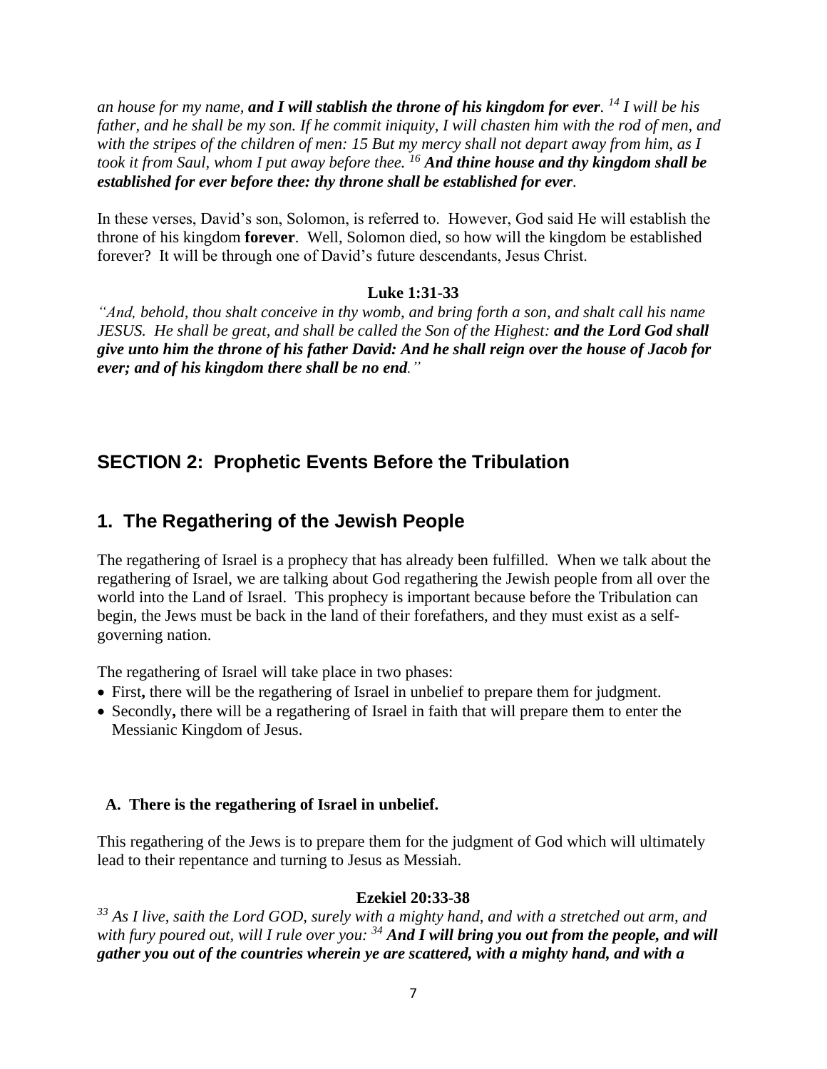*an house for my name, **and I will stablish the throne of his kingdom for ever**. [14] I will be his father, and he shall be my son. If he commit iniquity, I will chasten him with the rod of men, and with the stripes of the children of men: 15 But my mercy shall not depart away from him, as I took it from Saul, whom I put away before thee. [16] **And thine house and thy kingdom shall be established for ever before thee: thy throne shall be established for ever**.*

In these verses, David's son, Solomon, is referred to. However, God said He will establish the throne of his kingdom **forever**. Well, Solomon died, so how will the kingdom be established forever? It will be through one of David's future descendants, Jesus Christ.

**Luke 1:31-33**

*"And, behold, thou shalt conceive in thy womb, and bring forth a son, and shalt call his name JESUS. He shall be great, and shall be called the Son of the Highest: **and the Lord God shall give unto him the throne of his father David: And he shall reign over the house of Jacob for ever; and of his kingdom there shall be no end**."*

## SECTION 2: Prophetic Events Before the Tribulation

## 1. The Regathering of the Jewish People

The regathering of Israel is a prophecy that has already been fulfilled. When we talk about the regathering of Israel, we are talking about God regathering the Jewish people from all over the world into the Land of Israel. This prophecy is important because before the Tribulation can begin, the Jews must be back in the land of their forefathers, and they must exist as a self-governing nation.

The regathering of Israel will take place in two phases:

- First**,** there will be the regathering of Israel in unbelief to prepare them for judgment.
- Secondly**,** there will be a regathering of Israel in faith that will prepare them to enter the Messianic Kingdom of Jesus.

### A. There is the regathering of Israel in unbelief.

This regathering of the Jews is to prepare them for the judgment of God which will ultimately lead to their repentance and turning to Jesus as Messiah.

**Ezekiel 20:33-38**

*[33] As I live, saith the Lord GOD, surely with a mighty hand, and with a stretched out arm, and with fury poured out, will I rule over you: [34] **And I will bring you out from the people, and will gather you out of the countries wherein ye are scattered, with a mighty hand, and with a***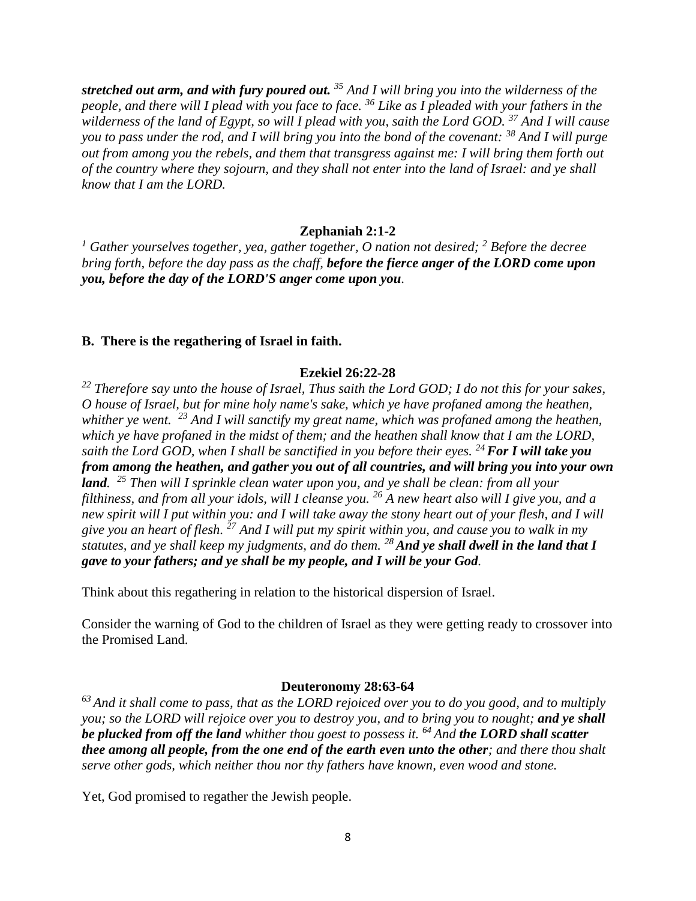***stretched out arm, and with fury poured out.*** *[35] And I will bring you into the wilderness of the people, and there will I plead with you face to face. [36] Like as I pleaded with your fathers in the wilderness of the land of Egypt, so will I plead with you, saith the Lord GOD. [37] And I will cause you to pass under the rod, and I will bring you into the bond of the covenant: [38] And I will purge out from among you the rebels, and them that transgress against me: I will bring them forth out of the country where they sojourn, and they shall not enter into the land of Israel: and ye shall know that I am the LORD.*

**Zephaniah 2:1-2**

*[1] Gather yourselves together, yea, gather together, O nation not desired; [2] Before the decree bring forth, before the day pass as the chaff,* ***before the fierce anger of the LORD come upon you, before the day of the LORD'S anger come upon you****.*

**B. There is the regathering of Israel in faith.**

**Ezekiel 26:22-28**

*[22] Therefore say unto the house of Israel, Thus saith the Lord GOD; I do not this for your sakes, O house of Israel, but for mine holy name's sake, which ye have profaned among the heathen, whither ye went. [23] And I will sanctify my great name, which was profaned among the heathen, which ye have profaned in the midst of them; and the heathen shall know that I am the LORD, saith the Lord GOD, when I shall be sanctified in you before their eyes. [24]* ***For I will take you from among the heathen, and gather you out of all countries, and will bring you into your own land****. [25] Then will I sprinkle clean water upon you, and ye shall be clean: from all your filthiness, and from all your idols, will I cleanse you. [26] A new heart also will I give you, and a new spirit will I put within you: and I will take away the stony heart out of your flesh, and I will give you an heart of flesh. [27] And I will put my spirit within you, and cause you to walk in my statutes, and ye shall keep my judgments, and do them. [28]* ***And ye shall dwell in the land that I gave to your fathers; and ye shall be my people, and I will be your God****.*

Think about this regathering in relation to the historical dispersion of Israel.

Consider the warning of God to the children of Israel as they were getting ready to crossover into the Promised Land.

**Deuteronomy 28:63-64**

*[63] And it shall come to pass, that as the LORD rejoiced over you to do you good, and to multiply you; so the LORD will rejoice over you to destroy you, and to bring you to nought;* ***and ye shall be plucked from off the land*** *whither thou goest to possess it. [64] And* ***the LORD shall scatter thee among all people, from the one end of the earth even unto the other****; and there thou shalt serve other gods, which neither thou nor thy fathers have known, even wood and stone.*

Yet, God promised to regather the Jewish people.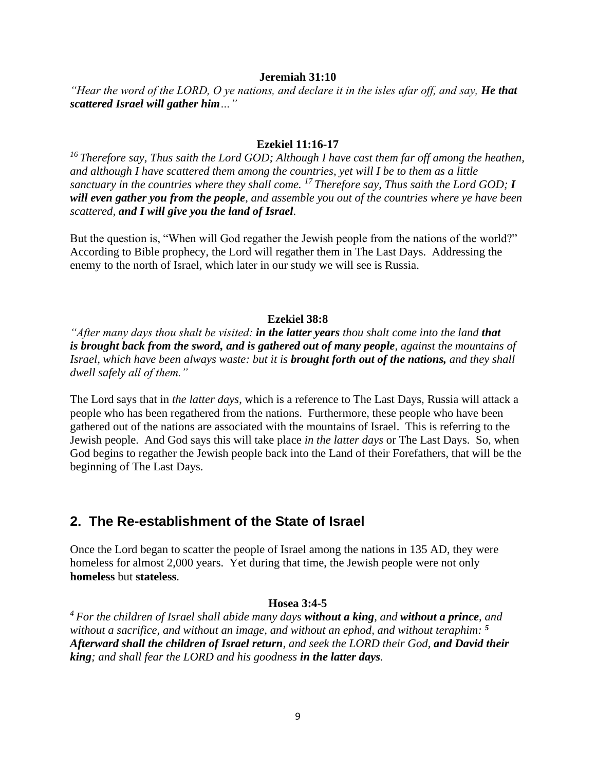**Jeremiah 31:10**

*"Hear the word of the LORD, O ye nations, and declare it in the isles afar off, and say, **He that scattered Israel will gather him**…"*

**Ezekiel 11:16-17**

*[16] Therefore say, Thus saith the Lord GOD; Although I have cast them far off among the heathen, and although I have scattered them among the countries, yet will I be to them as a little sanctuary in the countries where they shall come. [17] Therefore say, Thus saith the Lord GOD; **I will even gather you from the people**, and assemble you out of the countries where ye have been scattered, **and I will give you the land of Israel**.*

But the question is, "When will God regather the Jewish people from the nations of the world?" According to Bible prophecy, the Lord will regather them in The Last Days. Addressing the enemy to the north of Israel, which later in our study we will see is Russia.

**Ezekiel 38:8**

*"After many days thou shalt be visited: **in the latter years** thou shalt come into the land **that is brought back from the sword, and is gathered out of many people**, against the mountains of Israel, which have been always waste: but it is **brought forth out of the nations,** and they shall dwell safely all of them."*

The Lord says that in *the latter days,* which is a reference to The Last Days, Russia will attack a people who has been regathered from the nations. Furthermore, these people who have been gathered out of the nations are associated with the mountains of Israel. This is referring to the Jewish people. And God says this will take place *in the latter days* or The Last Days. So, when God begins to regather the Jewish people back into the Land of their Forefathers, that will be the beginning of The Last Days.

## 2. The Re-establishment of the State of Israel

Once the Lord began to scatter the people of Israel among the nations in 135 AD, they were homeless for almost 2,000 years. Yet during that time, the Jewish people were not only **homeless** but **stateless**.

**Hosea 3:4-5**

*[4] For the children of Israel shall abide many days **without a king**, and **without a prince**, and without a sacrifice, and without an image, and without an ephod, and without teraphim: [5] **Afterward shall the children of Israel return**, and seek the LORD their God, **and David their king**; and shall fear the LORD and his goodness **in the latter days**.*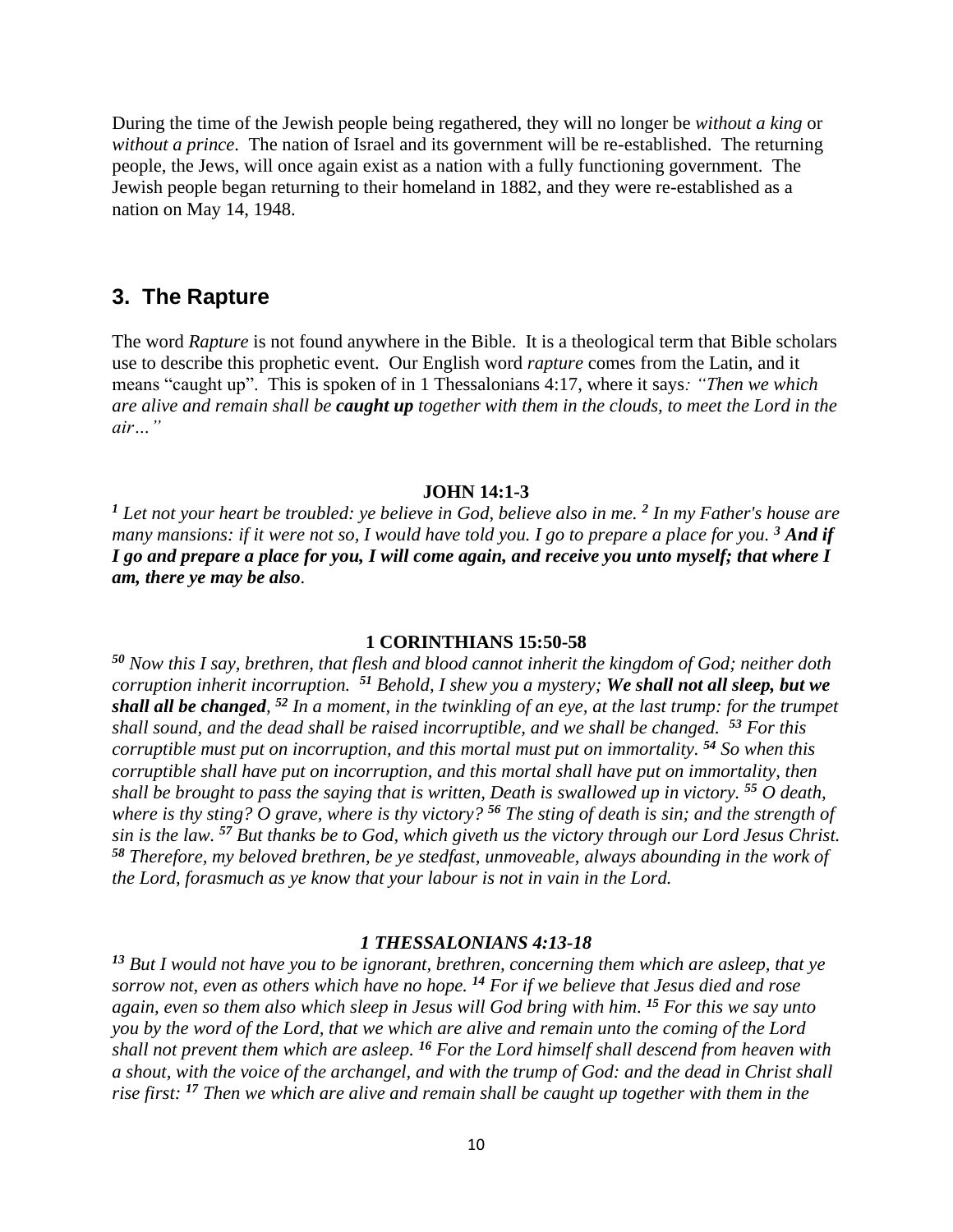During the time of the Jewish people being regathered, they will no longer be *without a king* or *without a prince*. The nation of Israel and its government will be re-established. The returning people, the Jews, will once again exist as a nation with a fully functioning government. The Jewish people began returning to their homeland in 1882, and they were re-established as a nation on May 14, 1948.

## 3. The Rapture

The word *Rapture* is not found anywhere in the Bible. It is a theological term that Bible scholars use to describe this prophetic event. Our English word *rapture* comes from the Latin, and it means "caught up". This is spoken of in 1 Thessalonians 4:17, where it says*: "Then we which are alive and remain shall be **caught up** together with them in the clouds, to meet the Lord in the air…"*

**JOHN 14:1-3**

*[1] Let not your heart be troubled: ye believe in God, believe also in me. [2] In my Father's house are many mansions: if it were not so, I would have told you. I go to prepare a place for you. [3] **And if I go and prepare a place for you, I will come again, and receive you unto myself; that where I am, there ye may be also**.*

**1 CORINTHIANS 15:50-58**

*[50] Now this I say, brethren, that flesh and blood cannot inherit the kingdom of God; neither doth corruption inherit incorruption. [51] Behold, I shew you a mystery; **We shall not all sleep, but we shall all be changed**, [52] In a moment, in the twinkling of an eye, at the last trump: for the trumpet shall sound, and the dead shall be raised incorruptible, and we shall be changed. [53] For this corruptible must put on incorruption, and this mortal must put on immortality. [54] So when this corruptible shall have put on incorruption, and this mortal shall have put on immortality, then shall be brought to pass the saying that is written, Death is swallowed up in victory. [55] O death, where is thy sting? O grave, where is thy victory? [56] The sting of death is sin; and the strength of sin is the law. [57] But thanks be to God, which giveth us the victory through our Lord Jesus Christ. [58] Therefore, my beloved brethren, be ye stedfast, unmoveable, always abounding in the work of the Lord, forasmuch as ye know that your labour is not in vain in the Lord.*

***1 THESSALONIANS 4:13-18***

*[13] But I would not have you to be ignorant, brethren, concerning them which are asleep, that ye sorrow not, even as others which have no hope. [14] For if we believe that Jesus died and rose again, even so them also which sleep in Jesus will God bring with him. [15] For this we say unto you by the word of the Lord, that we which are alive and remain unto the coming of the Lord shall not prevent them which are asleep. [16] For the Lord himself shall descend from heaven with a shout, with the voice of the archangel, and with the trump of God: and the dead in Christ shall rise first: [17] Then we which are alive and remain shall be caught up together with them in the*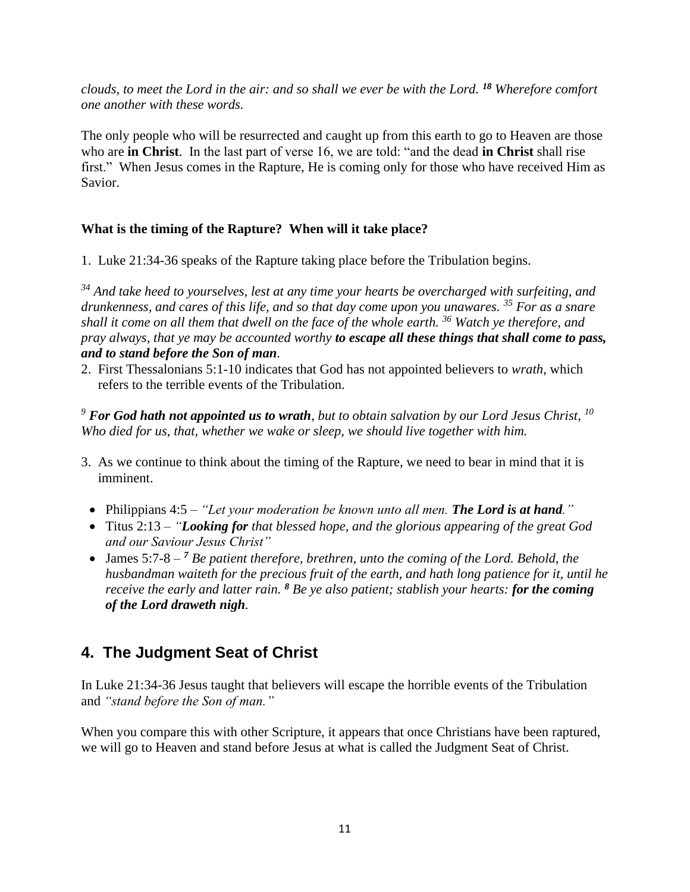*clouds, to meet the Lord in the air: and so shall we ever be with the Lord.* ***18*** *Wherefore comfort one another with these words.*

The only people who will be resurrected and caught up from this earth to go to Heaven are those who are **in Christ**. In the last part of verse 16, we are told: "and the dead **in Christ** shall rise first." When Jesus comes in the Rapture, He is coming only for those who have received Him as Savior.

**What is the timing of the Rapture? When will it take place?**

1. Luke 21:34-36 speaks of the Rapture taking place before the Tribulation begins.

*[34] And take heed to yourselves, lest at any time your hearts be overcharged with surfeiting, and drunkenness, and cares of this life, and so that day come upon you unawares. [35] For as a snare shall it come on all them that dwell on the face of the whole earth. [36] Watch ye therefore, and pray always, that ye may be accounted worthy* ***to escape all these things that shall come to pass, and to stand before the Son of man****.*

2. First Thessalonians 5:1-10 indicates that God has not appointed believers to *wrath*, which refers to the terrible events of the Tribulation.

*[9]* ***For God hath not appointed us to wrath****, but to obtain salvation by our Lord Jesus Christ, [10] Who died for us, that, whether we wake or sleep, we should live together with him.*

3. As we continue to think about the timing of the Rapture, we need to bear in mind that it is imminent.

- Philippians 4:5 – *"Let your moderation be known unto all men.* ***The Lord is at hand****."*
- Titus 2:13 – *"****Looking for*** *that blessed hope, and the glorious appearing of the great God and our Saviour Jesus Christ"*
- James 5:7-8 – ***7*** *Be patient therefore, brethren, unto the coming of the Lord. Behold, the husbandman waiteth for the precious fruit of the earth, and hath long patience for it, until he receive the early and latter rain.* ***8*** *Be ye also patient; stablish your hearts:* ***for the coming of the Lord draweth nigh****.*

## 4. The Judgment Seat of Christ

In Luke 21:34-36 Jesus taught that believers will escape the horrible events of the Tribulation and *"stand before the Son of man."*

When you compare this with other Scripture, it appears that once Christians have been raptured, we will go to Heaven and stand before Jesus at what is called the Judgment Seat of Christ.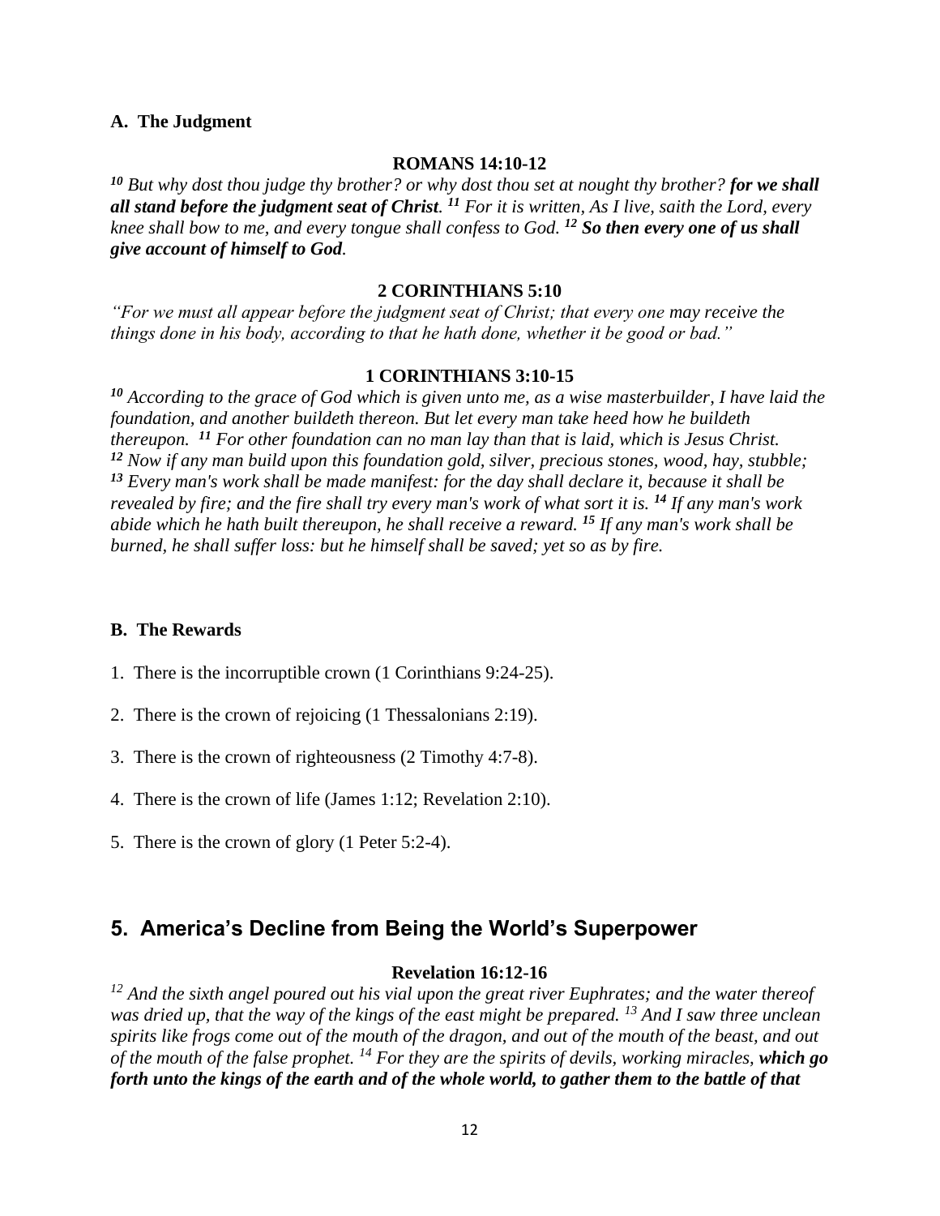**A. The Judgment**

**ROMANS 14:10-12**

*[10] But why dost thou judge thy brother? or why dost thou set at nought thy brother? **for we shall all stand before the judgment seat of Christ.** [11] For it is written, As I live, saith the Lord, every knee shall bow to me, and every tongue shall confess to God. **[12] So then every one of us shall give account of himself to God.***

**2 CORINTHIANS 5:10**

*"For we must all appear before the judgment seat of Christ; that every one may receive the things done in his body, according to that he hath done, whether it be good or bad."*

**1 CORINTHIANS 3:10-15**

*[10] According to the grace of God which is given unto me, as a wise masterbuilder, I have laid the foundation, and another buildeth thereon. But let every man take heed how he buildeth thereupon. [11] For other foundation can no man lay than that is laid, which is Jesus Christ. [12] Now if any man build upon this foundation gold, silver, precious stones, wood, hay, stubble; [13] Every man's work shall be made manifest: for the day shall declare it, because it shall be revealed by fire; and the fire shall try every man's work of what sort it is. [14] If any man's work abide which he hath built thereupon, he shall receive a reward. [15] If any man's work shall be burned, he shall suffer loss: but he himself shall be saved; yet so as by fire.*

**B. The Rewards**

1. There is the incorruptible crown (1 Corinthians 9:24-25).

2. There is the crown of rejoicing (1 Thessalonians 2:19).

3. There is the crown of righteousness (2 Timothy 4:7-8).

4. There is the crown of life (James 1:12; Revelation 2:10).

5. There is the crown of glory (1 Peter 5:2-4).

## 5. America's Decline from Being the World's Superpower

**Revelation 16:12-16**

*[12] And the sixth angel poured out his vial upon the great river Euphrates; and the water thereof was dried up, that the way of the kings of the east might be prepared. [13] And I saw three unclean spirits like frogs come out of the mouth of the dragon, and out of the mouth of the beast, and out of the mouth of the false prophet. [14] For they are the spirits of devils, working miracles, **which go forth unto the kings of the earth and of the whole world, to gather them to the battle of that***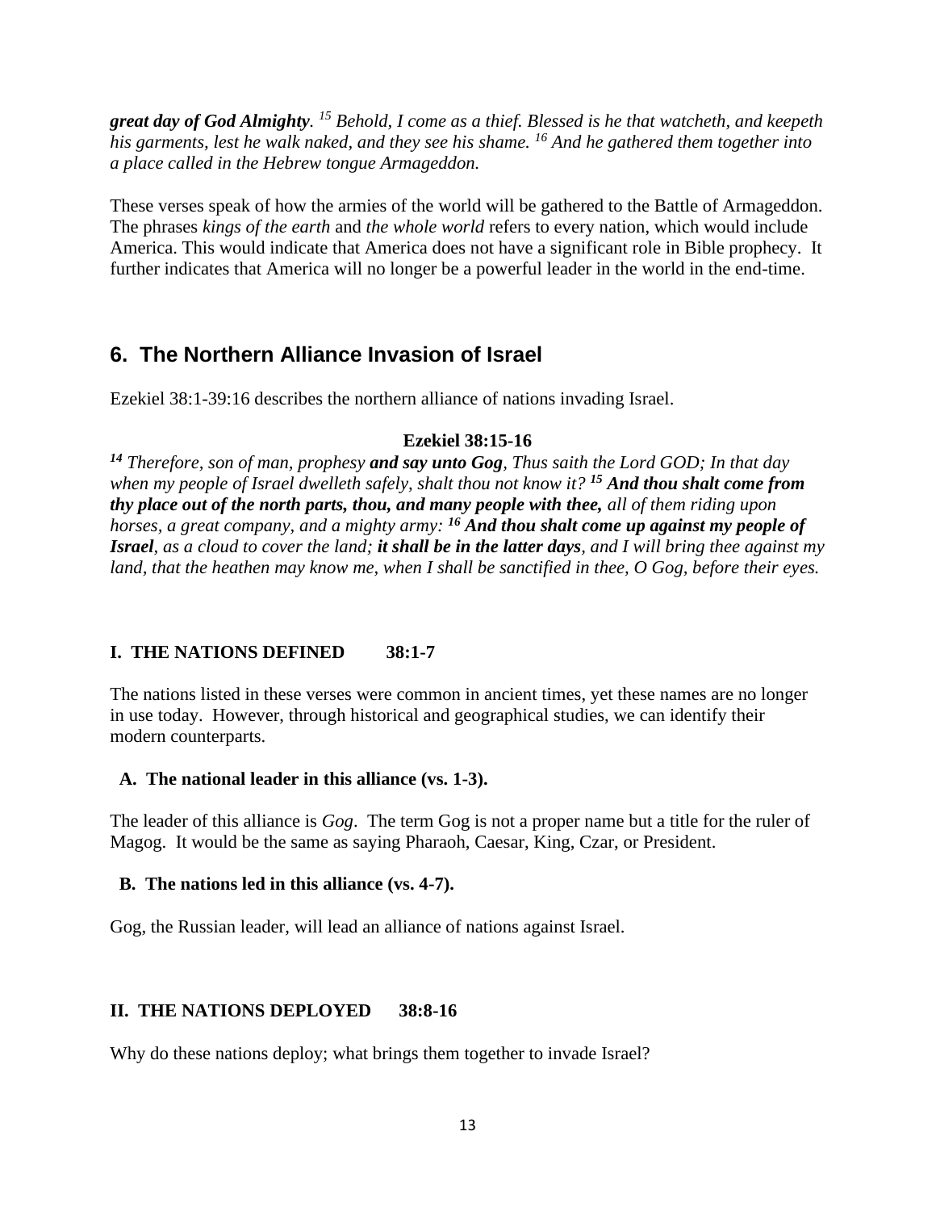***great day of God Almighty****.* [15] *Behold, I come as a thief. Blessed is he that watcheth, and keepeth his garments, lest he walk naked, and they see his shame.* [16] *And he gathered them together into a place called in the Hebrew tongue Armageddon.*

These verses speak of how the armies of the world will be gathered to the Battle of Armageddon. The phrases *kings of the earth* and *the whole world* refers to every nation, which would include America. This would indicate that America does not have a significant role in Bible prophecy. It further indicates that America will no longer be a powerful leader in the world in the end-time.

## 6. The Northern Alliance Invasion of Israel

Ezekiel 38:1-39:16 describes the northern alliance of nations invading Israel.

**Ezekiel 38:15-16**

***14*** *Therefore, son of man, prophesy* ***and say unto Gog****, Thus saith the Lord GOD; In that day when my people of Israel dwelleth safely, shalt thou not know it?* ***15*** ***And thou shalt come from thy place out of the north parts, thou, and many people with thee,*** *all of them riding upon horses, a great company, and a mighty army:* ***16*** ***And thou shalt come up against my people of Israel****, as a cloud to cover the land;* ***it shall be in the latter days****, and I will bring thee against my land, that the heathen may know me, when I shall be sanctified in thee, O Gog, before their eyes.*

### I. THE NATIONS DEFINED 38:1-7

The nations listed in these verses were common in ancient times, yet these names are no longer in use today. However, through historical and geographical studies, we can identify their modern counterparts.

#### A. The national leader in this alliance (vs. 1-3).

The leader of this alliance is *Gog*. The term Gog is not a proper name but a title for the ruler of Magog. It would be the same as saying Pharaoh, Caesar, King, Czar, or President.

#### B. The nations led in this alliance (vs. 4-7).

Gog, the Russian leader, will lead an alliance of nations against Israel.

### II. THE NATIONS DEPLOYED 38:8-16

Why do these nations deploy; what brings them together to invade Israel?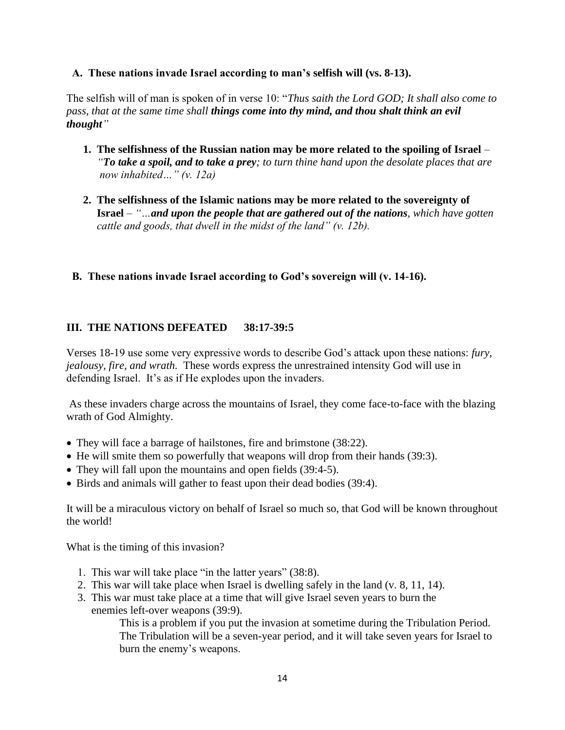**A. These nations invade Israel according to man's selfish will (vs. 8-13).**

The selfish will of man is spoken of in verse 10: "*Thus saith the Lord GOD; It shall also come to pass, that at the same time shall* ***things come into thy mind, and thou shalt think an evil thought****"*

1. **The selfishness of the Russian nation may be more related to the spoiling of Israel** – *"**To take a spoil, and to take a prey**; to turn thine hand upon the desolate places that are now inhabited…" (v. 12a)*

2. **The selfishness of the Islamic nations may be more related to the sovereignty of Israel** – *"…**and upon the people that are gathered out of the nations**, which have gotten cattle and goods, that dwell in the midst of the land" (v. 12b).*

**B. These nations invade Israel according to God's sovereign will (v. 14-16).**

## III. THE NATIONS DEFEATED 38:17-39:5

Verses 18-19 use some very expressive words to describe God's attack upon these nations: *fury, jealousy, fire, and wrath.* These words express the unrestrained intensity God will use in defending Israel. It's as if He explodes upon the invaders.

As these invaders charge across the mountains of Israel, they come face-to-face with the blazing wrath of God Almighty.

- They will face a barrage of hailstones, fire and brimstone (38:22).
- He will smite them so powerfully that weapons will drop from their hands (39:3).
- They will fall upon the mountains and open fields (39:4-5).
- Birds and animals will gather to feast upon their dead bodies (39:4).

It will be a miraculous victory on behalf of Israel so much so, that God will be known throughout the world!

What is the timing of this invasion?

1. This war will take place "in the latter years" (38:8).
2. This war will take place when Israel is dwelling safely in the land (v. 8, 11, 14).
3. This war must take place at a time that will give Israel seven years to burn the enemies left-over weapons (39:9).

   This is a problem if you put the invasion at sometime during the Tribulation Period. The Tribulation will be a seven-year period, and it will take seven years for Israel to burn the enemy's weapons.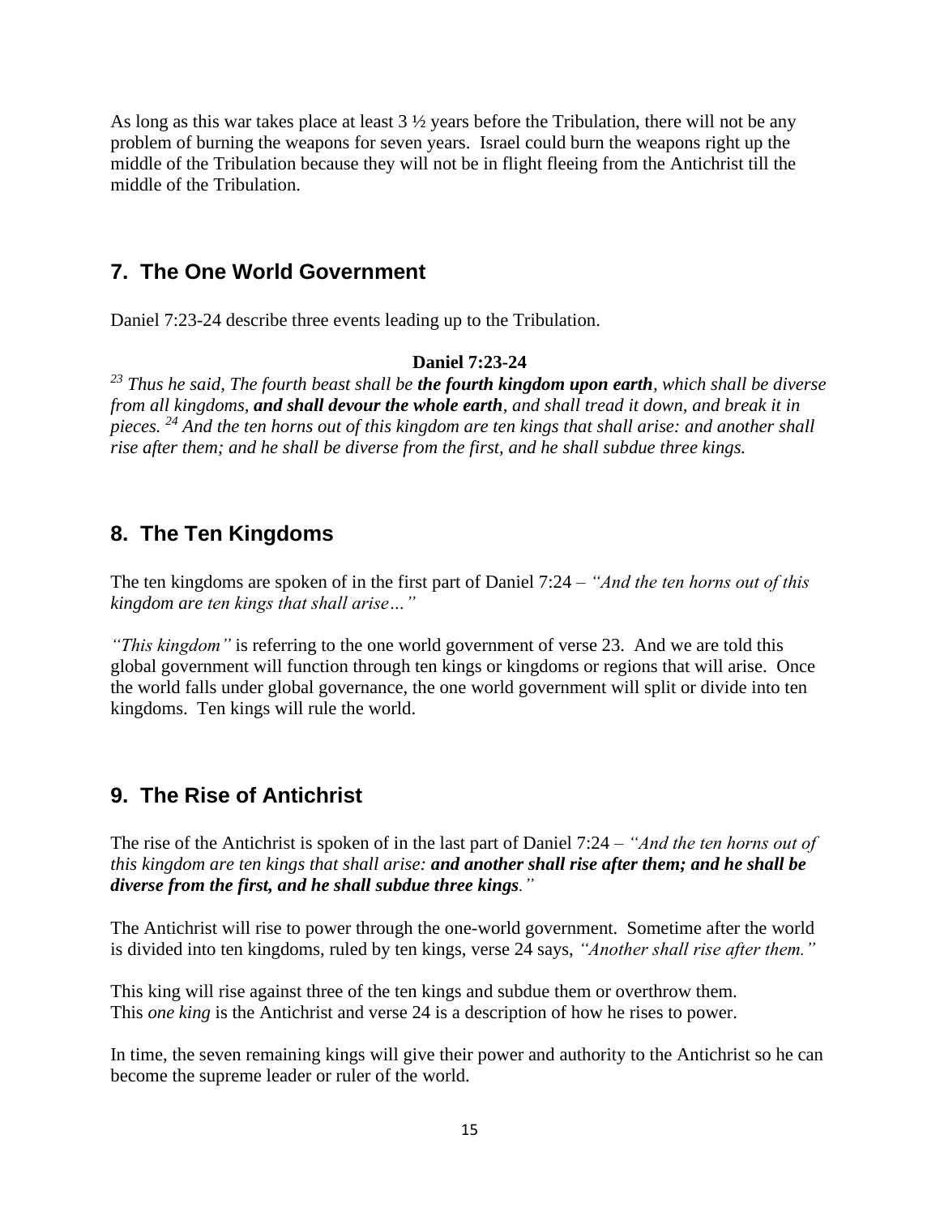As long as this war takes place at least 3 ½ years before the Tribulation, there will not be any problem of burning the weapons for seven years. Israel could burn the weapons right up the middle of the Tribulation because they will not be in flight fleeing from the Antichrist till the middle of the Tribulation.

## 7. The One World Government

Daniel 7:23-24 describe three events leading up to the Tribulation.

**Daniel 7:23-24**

*[23] Thus he said, The fourth beast shall be **the fourth kingdom upon earth**, which shall be diverse from all kingdoms, **and shall devour the whole earth**, and shall tread it down, and break it in pieces. [24] And the ten horns out of this kingdom are ten kings that shall arise: and another shall rise after them; and he shall be diverse from the first, and he shall subdue three kings.*

## 8. The Ten Kingdoms

The ten kingdoms are spoken of in the first part of Daniel 7:24 – *"And the ten horns out of this kingdom are ten kings that shall arise…"*

*"This kingdom"* is referring to the one world government of verse 23. And we are told this global government will function through ten kings or kingdoms or regions that will arise. Once the world falls under global governance, the one world government will split or divide into ten kingdoms. Ten kings will rule the world.

## 9. The Rise of Antichrist

The rise of the Antichrist is spoken of in the last part of Daniel 7:24 – *"And the ten horns out of this kingdom are ten kings that shall arise: **and another shall rise after them; and he shall be diverse from the first, and he shall subdue three kings**."*

The Antichrist will rise to power through the one-world government. Sometime after the world is divided into ten kingdoms, ruled by ten kings, verse 24 says, *"Another shall rise after them."*

This king will rise against three of the ten kings and subdue them or overthrow them. This *one king* is the Antichrist and verse 24 is a description of how he rises to power.

In time, the seven remaining kings will give their power and authority to the Antichrist so he can become the supreme leader or ruler of the world.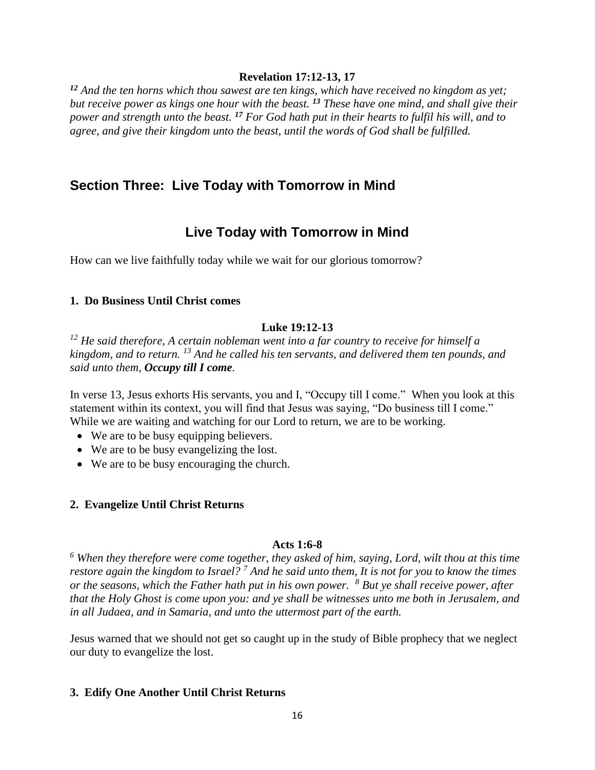**Revelation 17:12-13, 17**

*[12] And the ten horns which thou sawest are ten kings, which have received no kingdom as yet; but receive power as kings one hour with the beast. [13] These have one mind, and shall give their power and strength unto the beast. [17] For God hath put in their hearts to fulfil his will, and to agree, and give their kingdom unto the beast, until the words of God shall be fulfilled.*

## Section Three: Live Today with Tomorrow in Mind

## Live Today with Tomorrow in Mind

How can we live faithfully today while we wait for our glorious tomorrow?

### 1. Do Business Until Christ comes

**Luke 19:12-13**

*[12] He said therefore, A certain nobleman went into a far country to receive for himself a kingdom, and to return. [13] And he called his ten servants, and delivered them ten pounds, and said unto them, **Occupy till I come**.*

In verse 13, Jesus exhorts His servants, you and I, "Occupy till I come." When you look at this statement within its context, you will find that Jesus was saying, "Do business till I come." While we are waiting and watching for our Lord to return, we are to be working.

- We are to be busy equipping believers.
- We are to be busy evangelizing the lost.
- We are to be busy encouraging the church.

### 2. Evangelize Until Christ Returns

**Acts 1:6-8**

*[6] When they therefore were come together, they asked of him, saying, Lord, wilt thou at this time restore again the kingdom to Israel? [7] And he said unto them, It is not for you to know the times or the seasons, which the Father hath put in his own power. [8] But ye shall receive power, after that the Holy Ghost is come upon you: and ye shall be witnesses unto me both in Jerusalem, and in all Judaea, and in Samaria, and unto the uttermost part of the earth.*

Jesus warned that we should not get so caught up in the study of Bible prophecy that we neglect our duty to evangelize the lost.

### 3. Edify One Another Until Christ Returns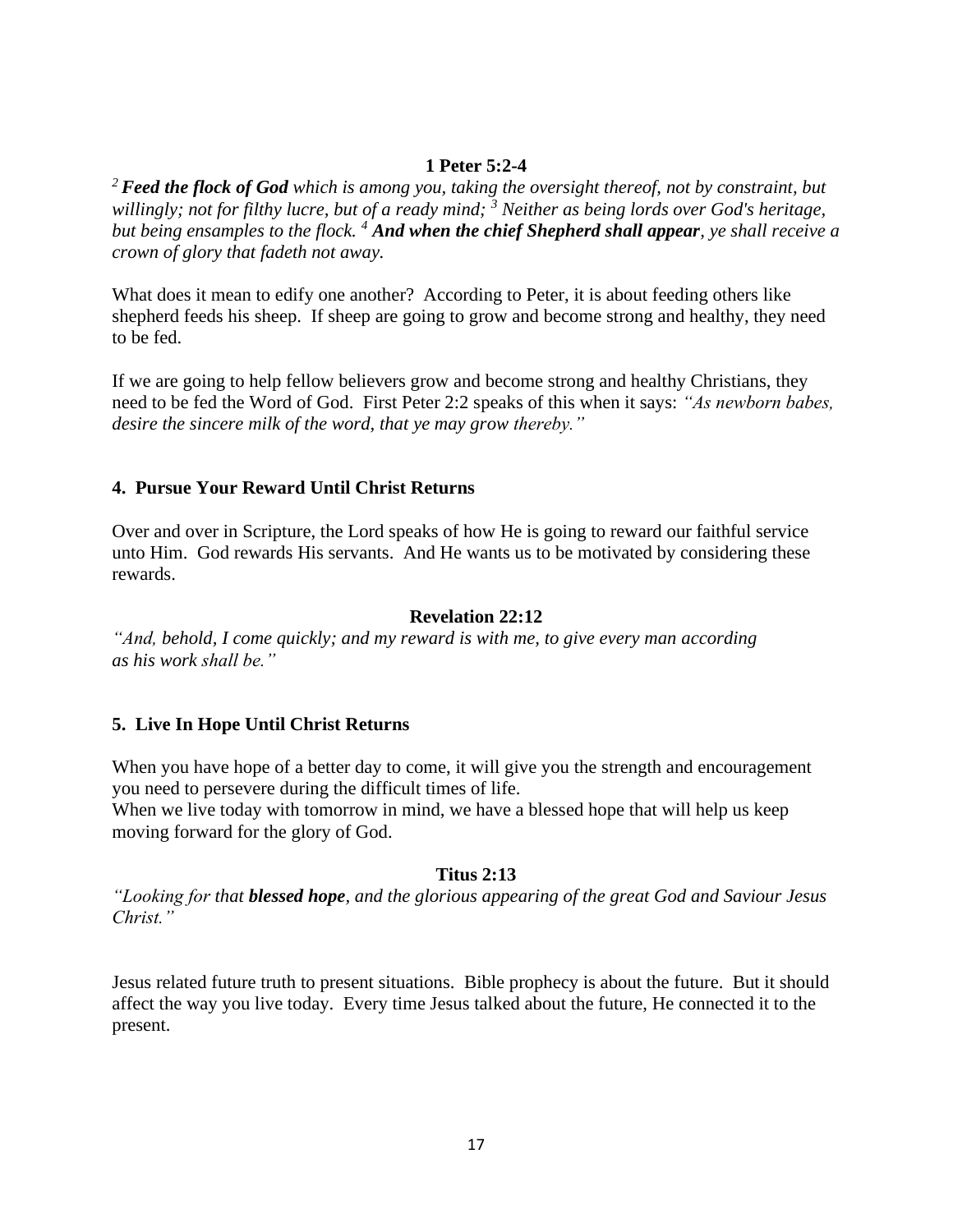**1 Peter 5:2-4**

*[2] **Feed the flock of God** which is among you, taking the oversight thereof, not by constraint, but willingly; not for filthy lucre, but of a ready mind; [3] Neither as being lords over God's heritage, but being ensamples to the flock. [4] **And when the chief Shepherd shall appear**, ye shall receive a crown of glory that fadeth not away.*

What does it mean to edify one another? According to Peter, it is about feeding others like shepherd feeds his sheep. If sheep are going to grow and become strong and healthy, they need to be fed.

If we are going to help fellow believers grow and become strong and healthy Christians, they need to be fed the Word of God. First Peter 2:2 speaks of this when it says: *"As newborn babes, desire the sincere milk of the word, that ye may grow thereby."*

### 4. Pursue Your Reward Until Christ Returns

Over and over in Scripture, the Lord speaks of how He is going to reward our faithful service unto Him. God rewards His servants. And He wants us to be motivated by considering these rewards.

**Revelation 22:12**

*"And, behold, I come quickly; and my reward is with me, to give every man according as his work shall be."*

### 5. Live In Hope Until Christ Returns

When you have hope of a better day to come, it will give you the strength and encouragement you need to persevere during the difficult times of life.
When we live today with tomorrow in mind, we have a blessed hope that will help us keep moving forward for the glory of God.

**Titus 2:13**

*"Looking for that **blessed hope**, and the glorious appearing of the great God and Saviour Jesus Christ."*

Jesus related future truth to present situations. Bible prophecy is about the future. But it should affect the way you live today. Every time Jesus talked about the future, He connected it to the present.